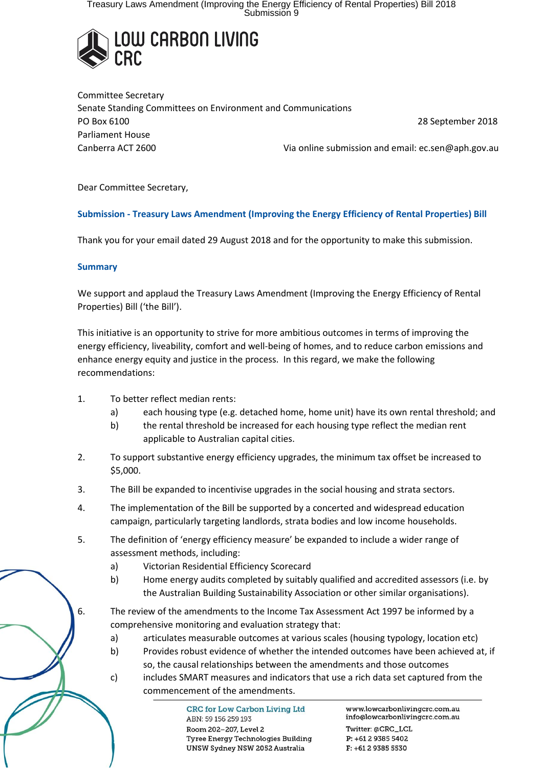LOW CARBON LIVING CRC

Committee Secretary
Senate Standing Committees on Environment and Communications
PO Box 6100
Parliament House
Canberra ACT 2600

28 September 2018

Via online submission and email: ec.sen@aph.gov.au

Dear Committee Secretary,

**Submission - Treasury Laws Amendment (Improving the Energy Efficiency of Rental Properties) Bill**

Thank you for your email dated 29 August 2018 and for the opportunity to make this submission.

## Summary

We support and applaud the Treasury Laws Amendment (Improving the Energy Efficiency of Rental Properties) Bill ('the Bill').

This initiative is an opportunity to strive for more ambitious outcomes in terms of improving the energy efficiency, liveability, comfort and well-being of homes, and to reduce carbon emissions and enhance energy equity and justice in the process. In this regard, we make the following recommendations:

1. To better reflect median rents:
   a) each housing type (e.g. detached home, home unit) have its own rental threshold; and
   b) the rental threshold be increased for each housing type reflect the median rent applicable to Australian capital cities.
2. To support substantive energy efficiency upgrades, the minimum tax offset be increased to $5,000.
3. The Bill be expanded to incentivise upgrades in the social housing and strata sectors.
4. The implementation of the Bill be supported by a concerted and widespread education campaign, particularly targeting landlords, strata bodies and low income households.
5. The definition of 'energy efficiency measure' be expanded to include a wider range of assessment methods, including:
   a) Victorian Residential Efficiency Scorecard
   b) Home energy audits completed by suitably qualified and accredited assessors (i.e. by the Australian Building Sustainability Association or other similar organisations).
6. The review of the amendments to the Income Tax Assessment Act 1997 be informed by a comprehensive monitoring and evaluation strategy that:
   a) articulates measurable outcomes at various scales (housing typology, location etc)
   b) Provides robust evidence of whether the intended outcomes have been achieved at, if so, the causal relationships between the amendments and those outcomes
   c) includes SMART measures and indicators that use a rich data set captured from the commencement of the amendments.

CRC for Low Carbon Living Ltd
ABN: 59 156 259 193
Room 202–207, Level 2
Tyree Energy Technologies Building
UNSW Sydney NSW 2052 Australia

www.lowcarbonlivingcrc.com.au
info@lowcarbonlivingcrc.com.au
Twitter: @CRC_LCL
P: +61 2 9385 5402
F: +61 2 9385 5530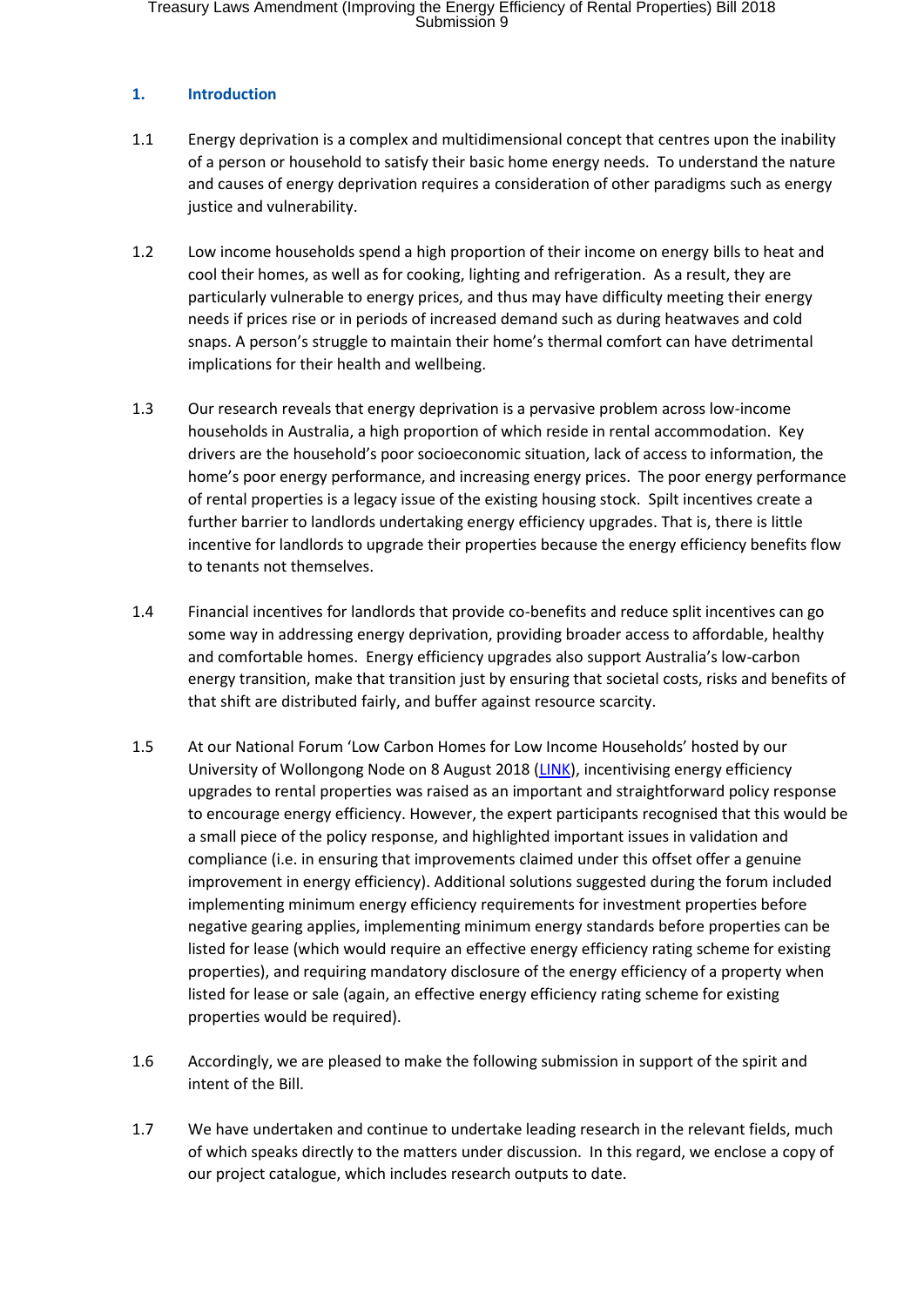## 1. Introduction

1.1 Energy deprivation is a complex and multidimensional concept that centres upon the inability of a person or household to satisfy their basic home energy needs. To understand the nature and causes of energy deprivation requires a consideration of other paradigms such as energy justice and vulnerability.

1.2 Low income households spend a high proportion of their income on energy bills to heat and cool their homes, as well as for cooking, lighting and refrigeration. As a result, they are particularly vulnerable to energy prices, and thus may have difficulty meeting their energy needs if prices rise or in periods of increased demand such as during heatwaves and cold snaps. A person's struggle to maintain their home's thermal comfort can have detrimental implications for their health and wellbeing.

1.3 Our research reveals that energy deprivation is a pervasive problem across low-income households in Australia, a high proportion of which reside in rental accommodation. Key drivers are the household's poor socioeconomic situation, lack of access to information, the home's poor energy performance, and increasing energy prices. The poor energy performance of rental properties is a legacy issue of the existing housing stock. Spilt incentives create a further barrier to landlords undertaking energy efficiency upgrades. That is, there is little incentive for landlords to upgrade their properties because the energy efficiency benefits flow to tenants not themselves.

1.4 Financial incentives for landlords that provide co-benefits and reduce split incentives can go some way in addressing energy deprivation, providing broader access to affordable, healthy and comfortable homes. Energy efficiency upgrades also support Australia's low-carbon energy transition, make that transition just by ensuring that societal costs, risks and benefits of that shift are distributed fairly, and buffer against resource scarcity.

1.5 At our National Forum 'Low Carbon Homes for Low Income Households' hosted by our University of Wollongong Node on 8 August 2018 (LINK), incentivising energy efficiency upgrades to rental properties was raised as an important and straightforward policy response to encourage energy efficiency. However, the expert participants recognised that this would be a small piece of the policy response, and highlighted important issues in validation and compliance (i.e. in ensuring that improvements claimed under this offset offer a genuine improvement in energy efficiency). Additional solutions suggested during the forum included implementing minimum energy efficiency requirements for investment properties before negative gearing applies, implementing minimum energy standards before properties can be listed for lease (which would require an effective energy efficiency rating scheme for existing properties), and requiring mandatory disclosure of the energy efficiency of a property when listed for lease or sale (again, an effective energy efficiency rating scheme for existing properties would be required).

1.6 Accordingly, we are pleased to make the following submission in support of the spirit and intent of the Bill.

1.7 We have undertaken and continue to undertake leading research in the relevant fields, much of which speaks directly to the matters under discussion. In this regard, we enclose a copy of our project catalogue, which includes research outputs to date.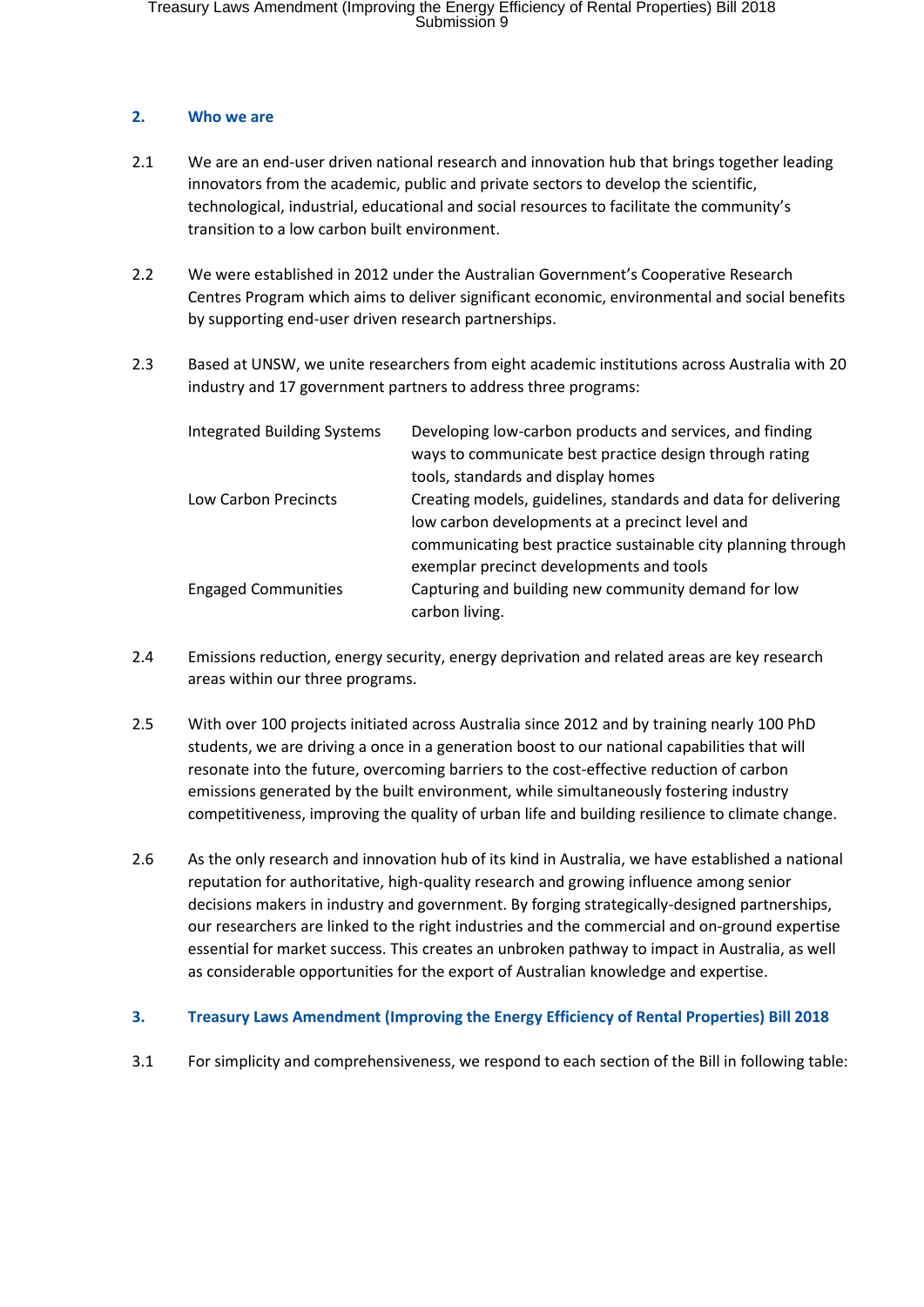## 2. Who we are

2.1 We are an end-user driven national research and innovation hub that brings together leading innovators from the academic, public and private sectors to develop the scientific, technological, industrial, educational and social resources to facilitate the community's transition to a low carbon built environment.

2.2 We were established in 2012 under the Australian Government's Cooperative Research Centres Program which aims to deliver significant economic, environmental and social benefits by supporting end-user driven research partnerships.

2.3 Based at UNSW, we unite researchers from eight academic institutions across Australia with 20 industry and 17 government partners to address three programs:

| | |
|---|---|
| Integrated Building Systems | Developing low-carbon products and services, and finding ways to communicate best practice design through rating tools, standards and display homes |
| Low Carbon Precincts | Creating models, guidelines, standards and data for delivering low carbon developments at a precinct level and communicating best practice sustainable city planning through exemplar precinct developments and tools |
| Engaged Communities | Capturing and building new community demand for low carbon living. |

2.4 Emissions reduction, energy security, energy deprivation and related areas are key research areas within our three programs.

2.5 With over 100 projects initiated across Australia since 2012 and by training nearly 100 PhD students, we are driving a once in a generation boost to our national capabilities that will resonate into the future, overcoming barriers to the cost-effective reduction of carbon emissions generated by the built environment, while simultaneously fostering industry competitiveness, improving the quality of urban life and building resilience to climate change.

2.6 As the only research and innovation hub of its kind in Australia, we have established a national reputation for authoritative, high-quality research and growing influence among senior decisions makers in industry and government. By forging strategically-designed partnerships, our researchers are linked to the right industries and the commercial and on-ground expertise essential for market success. This creates an unbroken pathway to impact in Australia, as well as considerable opportunities for the export of Australian knowledge and expertise.

## 3. Treasury Laws Amendment (Improving the Energy Efficiency of Rental Properties) Bill 2018

3.1 For simplicity and comprehensiveness, we respond to each section of the Bill in following table: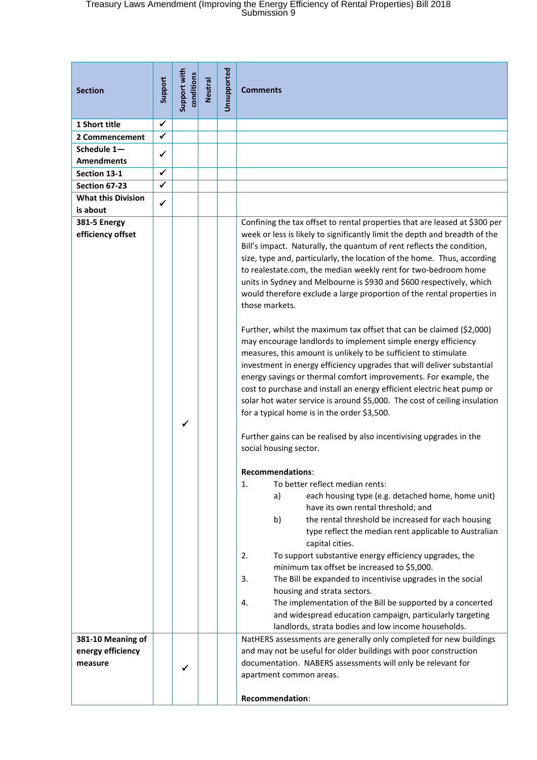| Section | Support | Support with conditions | Neutral | Unsupported | Comments |
|---|---|---|---|---|---|
| **1 Short title** | ✓ | | | | |
| **2 Commencement** | ✓ | | | | |
| **Schedule 1—Amendments** | ✓ | | | | |
| **Section 13-1** | ✓ | | | | |
| **Section 67-23** | ✓ | | | | |
| **What this Division is about** | ✓ | | | | |
| **381-5 Energy efficiency offset** | | ✓ | | | Confining the tax offset to rental properties that are leased at $300 per week or less is likely to significantly limit the depth and breadth of the Bill's impact. Naturally, the quantum of rent reflects the condition, size, type and, particularly, the location of the home. Thus, according to realestate.com, the median weekly rent for two-bedroom home units in Sydney and Melbourne is $930 and $600 respectively, which would therefore exclude a large proportion of the rental properties in those markets.<br><br>Further, whilst the maximum tax offset that can be claimed ($2,000) may encourage landlords to implement simple energy efficiency measures, this amount is unlikely to be sufficient to stimulate investment in energy efficiency upgrades that will deliver substantial energy savings or thermal comfort improvements. For example, the cost to purchase and install an energy efficient electric heat pump or solar hot water service is around $5,000. The cost of ceiling insulation for a typical home is in the order $3,500.<br><br>Further gains can be realised by also incentivising upgrades in the social housing sector.<br><br>**Recommendations**:<br>1. To better reflect median rents:<br>a) each housing type (e.g. detached home, home unit) have its own rental threshold; and<br>b) the rental threshold be increased for each housing type reflect the median rent applicable to Australian capital cities.<br>2. To support substantive energy efficiency upgrades, the minimum tax offset be increased to $5,000.<br>3. The Bill be expanded to incentivise upgrades in the social housing and strata sectors.<br>4. The implementation of the Bill be supported by a concerted and widespread education campaign, particularly targeting landlords, strata bodies and low income households. |
| **381-10 Meaning of energy efficiency measure** | | ✓ | | | NatHERS assessments are generally only completed for new buildings and may not be useful for older buildings with poor construction documentation. NABERS assessments will only be relevant for apartment common areas.<br><br>**Recommendation**: |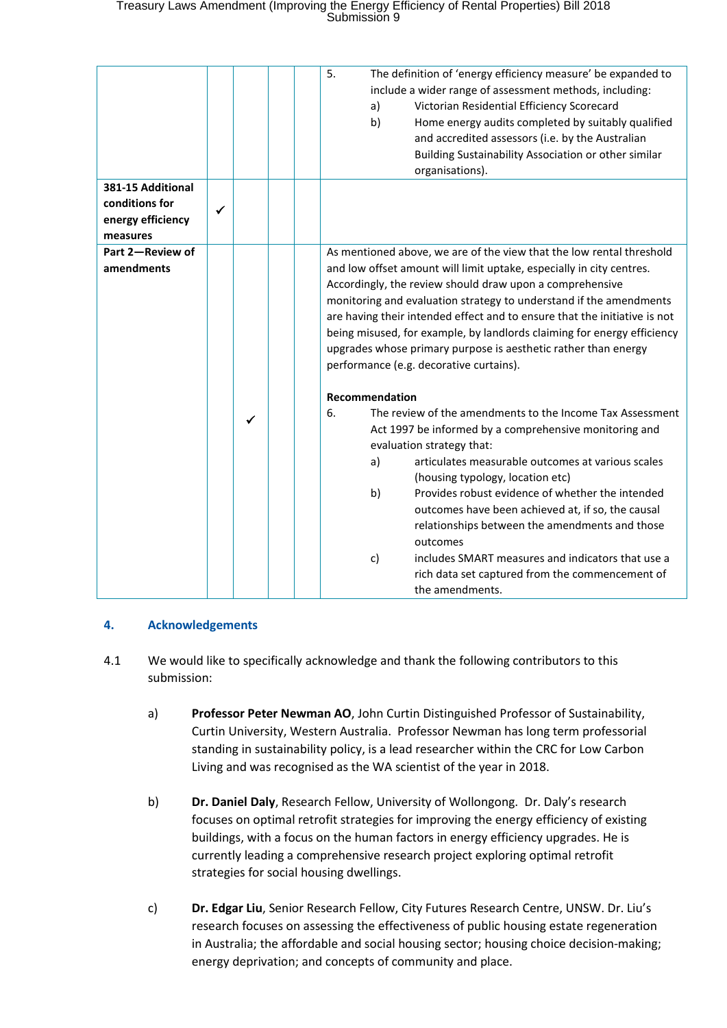| | | | | | |
|---|---|---|---|---|---|
| | | | | | 5. The definition of 'energy efficiency measure' be expanded to include a wider range of assessment methods, including:<br>a) Victorian Residential Efficiency Scorecard<br>b) Home energy audits completed by suitably qualified and accredited assessors (i.e. by the Australian Building Sustainability Association or other similar organisations). |
| **381-15 Additional conditions for energy efficiency measures** | ✓ | | | | |
| **Part 2—Review of amendments** | | ✓ | | | As mentioned above, we are of the view that the low rental threshold and low offset amount will limit uptake, especially in city centres. Accordingly, the review should draw upon a comprehensive monitoring and evaluation strategy to understand if the amendments are having their intended effect and to ensure that the initiative is not being misused, for example, by landlords claiming for energy efficiency upgrades whose primary purpose is aesthetic rather than energy performance (e.g. decorative curtains).<br><br>**Recommendation**<br>6. The review of the amendments to the Income Tax Assessment Act 1997 be informed by a comprehensive monitoring and evaluation strategy that:<br>a) articulates measurable outcomes at various scales (housing typology, location etc)<br>b) Provides robust evidence of whether the intended outcomes have been achieved at, if so, the causal relationships between the amendments and those outcomes<br>c) includes SMART measures and indicators that use a rich data set captured from the commencement of the amendments. |

## 4. Acknowledgements

4.1 We would like to specifically acknowledge and thank the following contributors to this submission:

a) **Professor Peter Newman AO**, John Curtin Distinguished Professor of Sustainability, Curtin University, Western Australia. Professor Newman has long term professorial standing in sustainability policy, is a lead researcher within the CRC for Low Carbon Living and was recognised as the WA scientist of the year in 2018.

b) **Dr. Daniel Daly**, Research Fellow, University of Wollongong. Dr. Daly's research focuses on optimal retrofit strategies for improving the energy efficiency of existing buildings, with a focus on the human factors in energy efficiency upgrades. He is currently leading a comprehensive research project exploring optimal retrofit strategies for social housing dwellings.

c) **Dr. Edgar Liu**, Senior Research Fellow, City Futures Research Centre, UNSW. Dr. Liu's research focuses on assessing the effectiveness of public housing estate regeneration in Australia; the affordable and social housing sector; housing choice decision-making; energy deprivation; and concepts of community and place.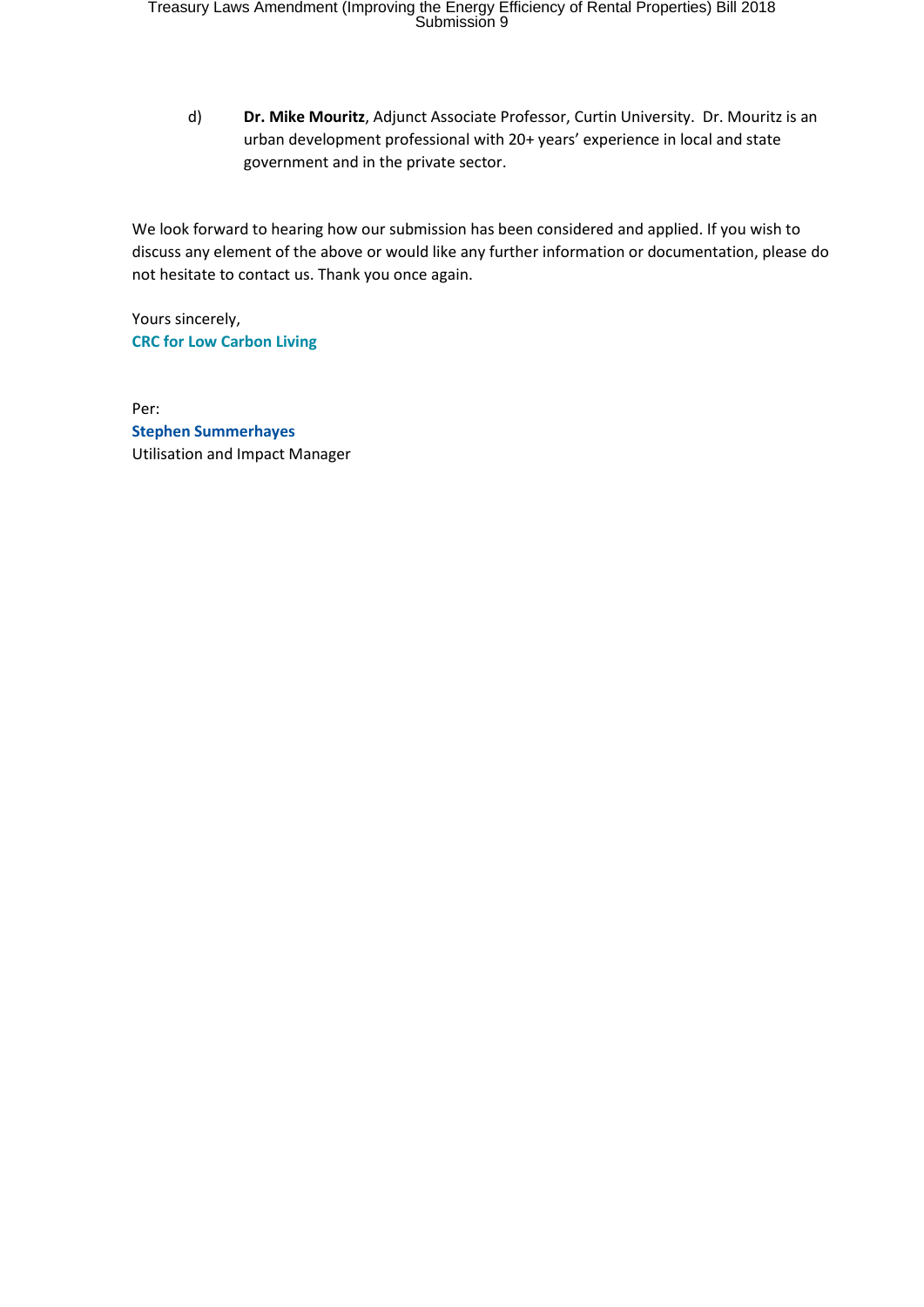d) **Dr. Mike Mouritz**, Adjunct Associate Professor, Curtin University. Dr. Mouritz is an urban development professional with 20+ years' experience in local and state government and in the private sector.

We look forward to hearing how our submission has been considered and applied. If you wish to discuss any element of the above or would like any further information or documentation, please do not hesitate to contact us. Thank you once again.

Yours sincerely,
**CRC for Low Carbon Living**

Per:
**Stephen Summerhayes**
Utilisation and Impact Manager